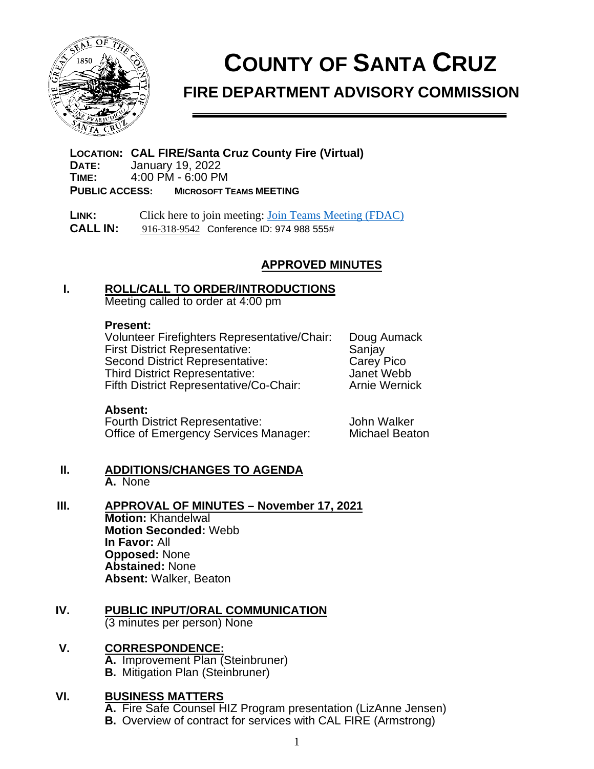# COUNTY OF SANTA CRUZ

## FIRE DEPARTMENT ADVISORY COMMISSION

**LOCATION: CAL FIRE/Santa Cruz County Fire (Virtual)**
**DATE:** January 19, 2022
**TIME:** 4:00 PM - 6:00 PM
**PUBLIC ACCESS:** **MICROSOFT TEAMS MEETING**

**LINK:** Click here to join meeting: [Join Teams Meeting (FDAC)]()
**CALL IN:** 916-318-9542 Conference ID: 974 988 555#

## APPROVED MINUTES

### I. ROLL/CALL TO ORDER/INTRODUCTIONS

Meeting called to order at 4:00 pm

**Present:**

| | |
|---|---|
| Volunteer Firefighters Representative/Chair: | Doug Aumack |
| First District Representative: | Sanjay |
| Second District Representative: | Carey Pico |
| Third District Representative: | Janet Webb |
| Fifth District Representative/Co-Chair: | Arnie Wernick |

**Absent:**

| | |
|---|---|
| Fourth District Representative: | John Walker |
| Office of Emergency Services Manager: | Michael Beaton |

### II. ADDITIONS/CHANGES TO AGENDA

**A.** None

### III. APPROVAL OF MINUTES – November 17, 2021

**Motion:** Khandelwal
**Motion Seconded:** Webb
**In Favor:** All
**Opposed:** None
**Abstained:** None
**Absent:** Walker, Beaton

### IV. PUBLIC INPUT/ORAL COMMUNICATION

(3 minutes per person) None

### V. CORRESPONDENCE:

**A.** Improvement Plan (Steinbruner)
**B.** Mitigation Plan (Steinbruner)

### VI. BUSINESS MATTERS

**A.** Fire Safe Counsel HIZ Program presentation (LizAnne Jensen)
**B.** Overview of contract for services with CAL FIRE (Armstrong)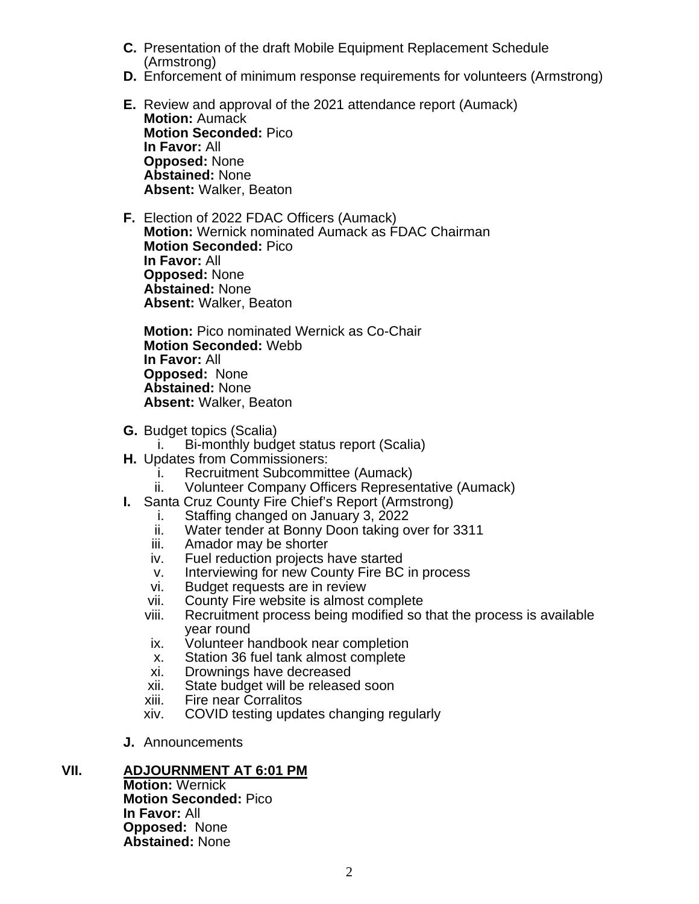**C.** Presentation of the draft Mobile Equipment Replacement Schedule (Armstrong)

**D.** Enforcement of minimum response requirements for volunteers (Armstrong)

**E.** Review and approval of the 2021 attendance report (Aumack)
**Motion:** Aumack
**Motion Seconded:** Pico
**In Favor:** All
**Opposed:** None
**Abstained:** None
**Absent:** Walker, Beaton

**F.** Election of 2022 FDAC Officers (Aumack)
**Motion:** Wernick nominated Aumack as FDAC Chairman
**Motion Seconded:** Pico
**In Favor:** All
**Opposed:** None
**Abstained:** None
**Absent:** Walker, Beaton

**Motion:** Pico nominated Wernick as Co-Chair
**Motion Seconded:** Webb
**In Favor:** All
**Opposed:** None
**Abstained:** None
**Absent:** Walker, Beaton

**G.** Budget topics (Scalia)
  i. Bi-monthly budget status report (Scalia)

**H.** Updates from Commissioners:
  i. Recruitment Subcommittee (Aumack)
  ii. Volunteer Company Officers Representative (Aumack)

**I.** Santa Cruz County Fire Chief's Report (Armstrong)
  i. Staffing changed on January 3, 2022
  ii. Water tender at Bonny Doon taking over for 3311
  iii. Amador may be shorter
  iv. Fuel reduction projects have started
  v. Interviewing for new County Fire BC in process
  vi. Budget requests are in review
  vii. County Fire website is almost complete
  viii. Recruitment process being modified so that the process is available year round
  ix. Volunteer handbook near completion
  x. Station 36 fuel tank almost complete
  xi. Drownings have decreased
  xii. State budget will be released soon
  xiii. Fire near Corralitos
  xiv. COVID testing updates changing regularly

**J.** Announcements

## VII. ADJOURNMENT AT 6:01 PM

**Motion:** Wernick
**Motion Seconded:** Pico
**In Favor:** All
**Opposed:** None
**Abstained:** None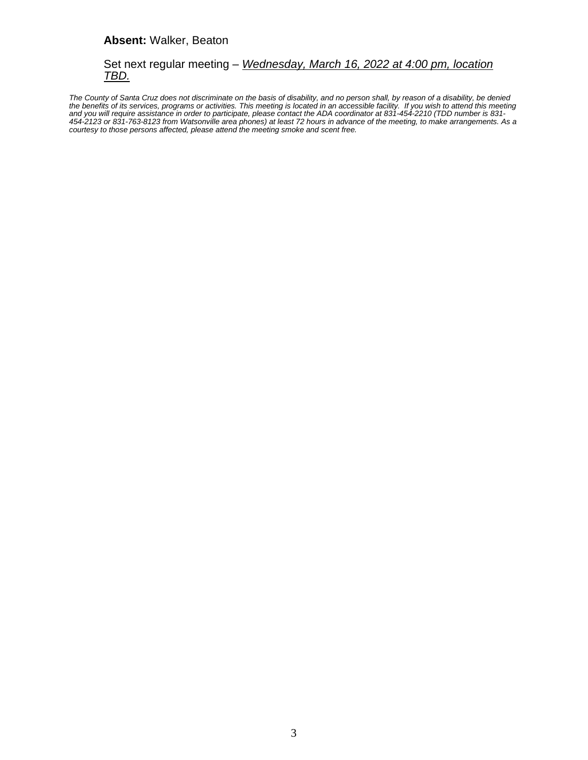**Absent:** Walker, Beaton

Set next regular meeting – ***Wednesday, March 16, 2022 at 4:00 pm, location TBD.***

*The County of Santa Cruz does not discriminate on the basis of disability, and no person shall, by reason of a disability, be denied the benefits of its services, programs or activities. This meeting is located in an accessible facility. If you wish to attend this meeting and you will require assistance in order to participate, please contact the ADA coordinator at 831-454-2210 (TDD number is 831-454-2123 or 831-763-8123 from Watsonville area phones) at least 72 hours in advance of the meeting, to make arrangements. As a courtesy to those persons affected, please attend the meeting smoke and scent free.*